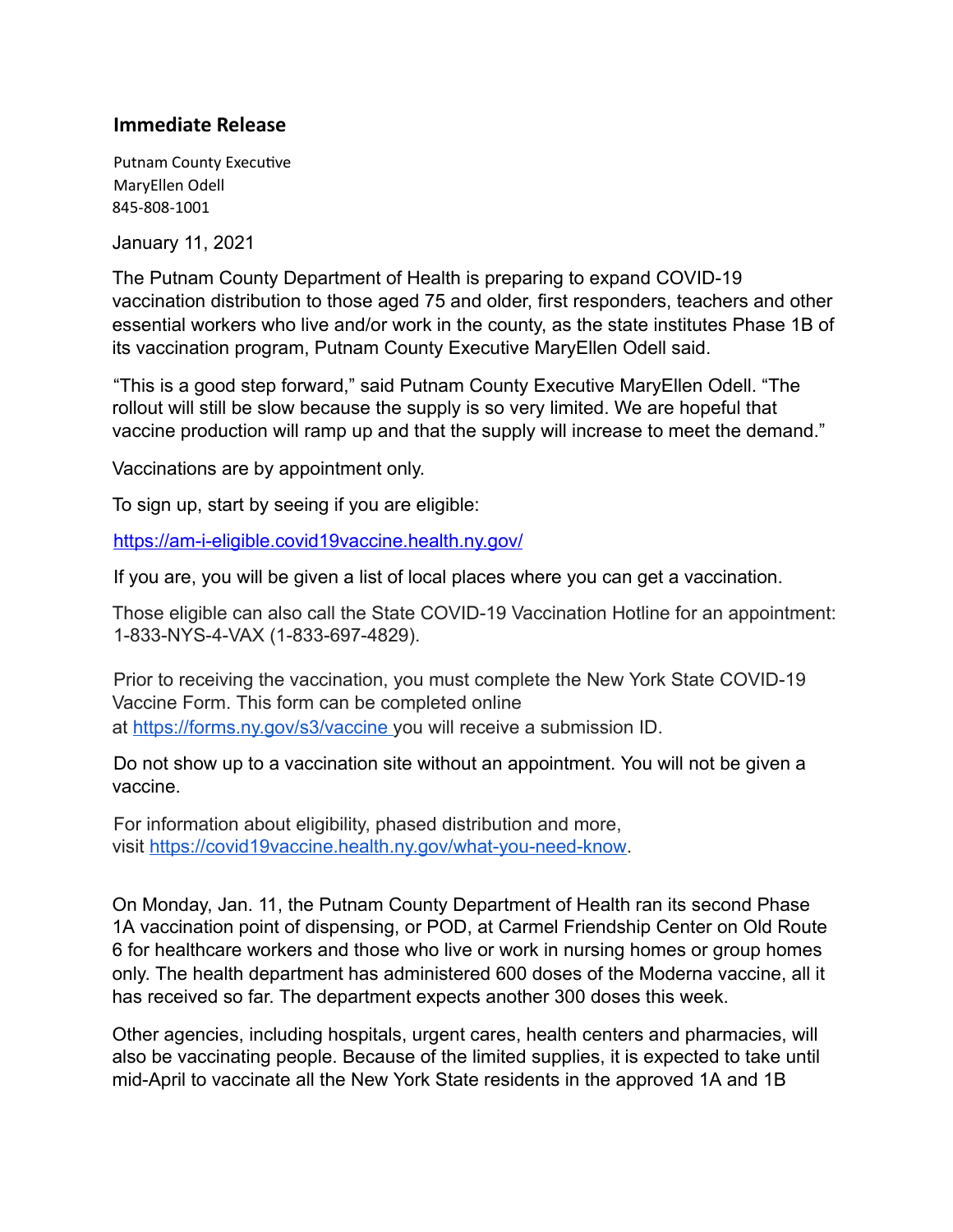## Immediate Release

Putnam County Executive
MaryEllen Odell
845-808-1001

January 11, 2021

The Putnam County Department of Health is preparing to expand COVID-19 vaccination distribution to those aged 75 and older, first responders, teachers and other essential workers who live and/or work in the county, as the state institutes Phase 1B of its vaccination program, Putnam County Executive MaryEllen Odell said.

"This is a good step forward," said Putnam County Executive MaryEllen Odell. "The rollout will still be slow because the supply is so very limited. We are hopeful that vaccine production will ramp up and that the supply will increase to meet the demand."

Vaccinations are by appointment only.

To sign up, start by seeing if you are eligible:

https://am-i-eligible.covid19vaccine.health.ny.gov/

If you are, you will be given a list of local places where you can get a vaccination.

Those eligible can also call the State COVID-19 Vaccination Hotline for an appointment: 1-833-NYS-4-VAX (1-833-697-4829).

Prior to receiving the vaccination, you must complete the New York State COVID-19 Vaccine Form. This form can be completed online at https://forms.ny.gov/s3/vaccine you will receive a submission ID.

Do not show up to a vaccination site without an appointment. You will not be given a vaccine.

For information about eligibility, phased distribution and more, visit https://covid19vaccine.health.ny.gov/what-you-need-know.

On Monday, Jan. 11, the Putnam County Department of Health ran its second Phase 1A vaccination point of dispensing, or POD, at Carmel Friendship Center on Old Route 6 for healthcare workers and those who live or work in nursing homes or group homes only. The health department has administered 600 doses of the Moderna vaccine, all it has received so far. The department expects another 300 doses this week.

Other agencies, including hospitals, urgent cares, health centers and pharmacies, will also be vaccinating people. Because of the limited supplies, it is expected to take until mid-April to vaccinate all the New York State residents in the approved 1A and 1B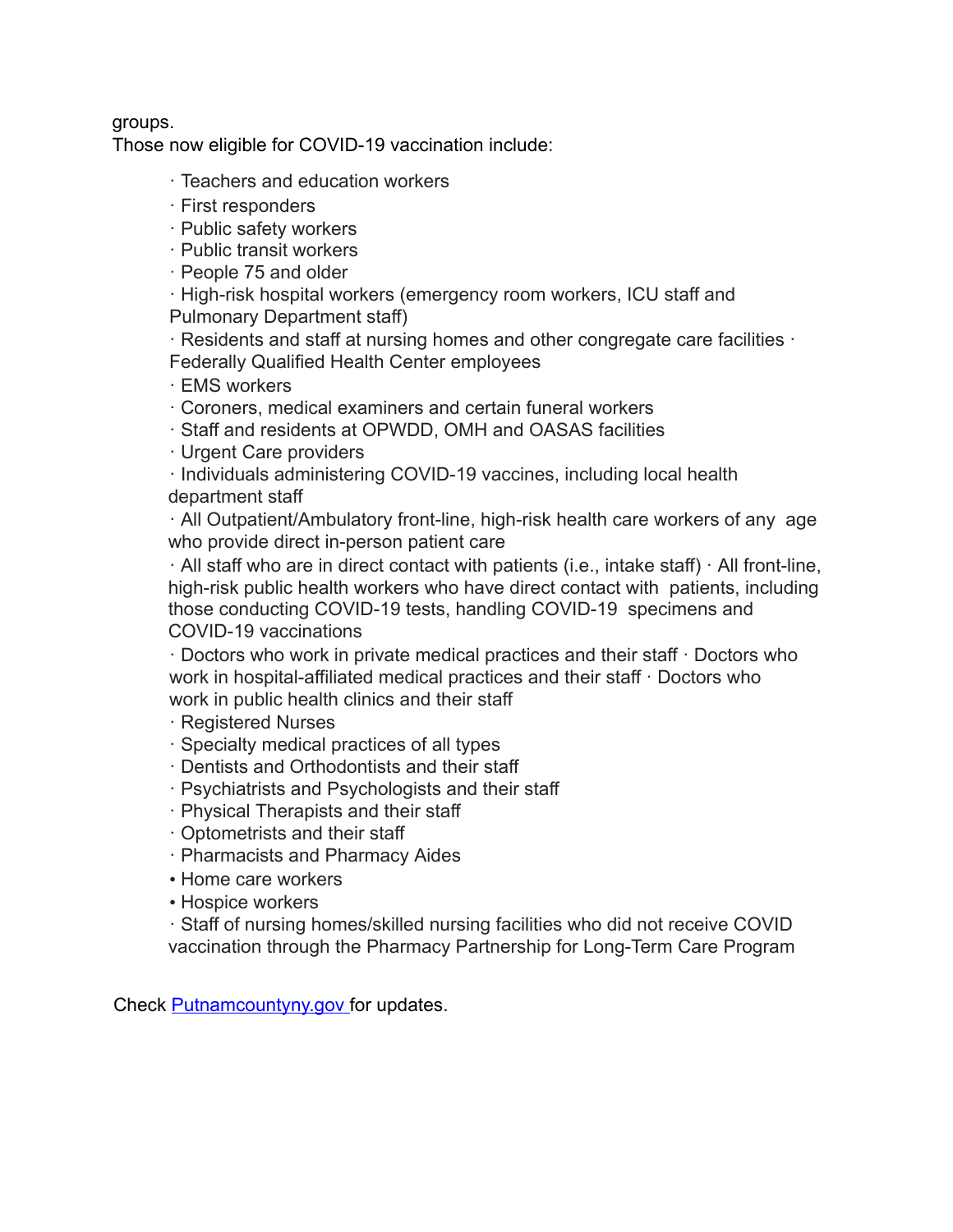groups.

Those now eligible for COVID-19 vaccination include:

- Teachers and education workers
- First responders
- Public safety workers
- Public transit workers
- People 75 and older
- High-risk hospital workers (emergency room workers, ICU staff and Pulmonary Department staff)
- Residents and staff at nursing homes and other congregate care facilities
- Federally Qualified Health Center employees
- EMS workers
- Coroners, medical examiners and certain funeral workers
- Staff and residents at OPWDD, OMH and OASAS facilities
- Urgent Care providers
- Individuals administering COVID-19 vaccines, including local health department staff
- All Outpatient/Ambulatory front-line, high-risk health care workers of any age who provide direct in-person patient care
- All staff who are in direct contact with patients (i.e., intake staff)
- All front-line, high-risk public health workers who have direct contact with patients, including those conducting COVID-19 tests, handling COVID-19 specimens and COVID-19 vaccinations
- Doctors who work in private medical practices and their staff
- Doctors who work in hospital-affiliated medical practices and their staff
- Doctors who work in public health clinics and their staff
- Registered Nurses
- Specialty medical practices of all types
- Dentists and Orthodontists and their staff
- Psychiatrists and Psychologists and their staff
- Physical Therapists and their staff
- Optometrists and their staff
- Pharmacists and Pharmacy Aides
- Home care workers
- Hospice workers
- Staff of nursing homes/skilled nursing facilities who did not receive COVID vaccination through the Pharmacy Partnership for Long-Term Care Program

Check [Putnamcountyny.gov](Putnamcountyny.gov) for updates.